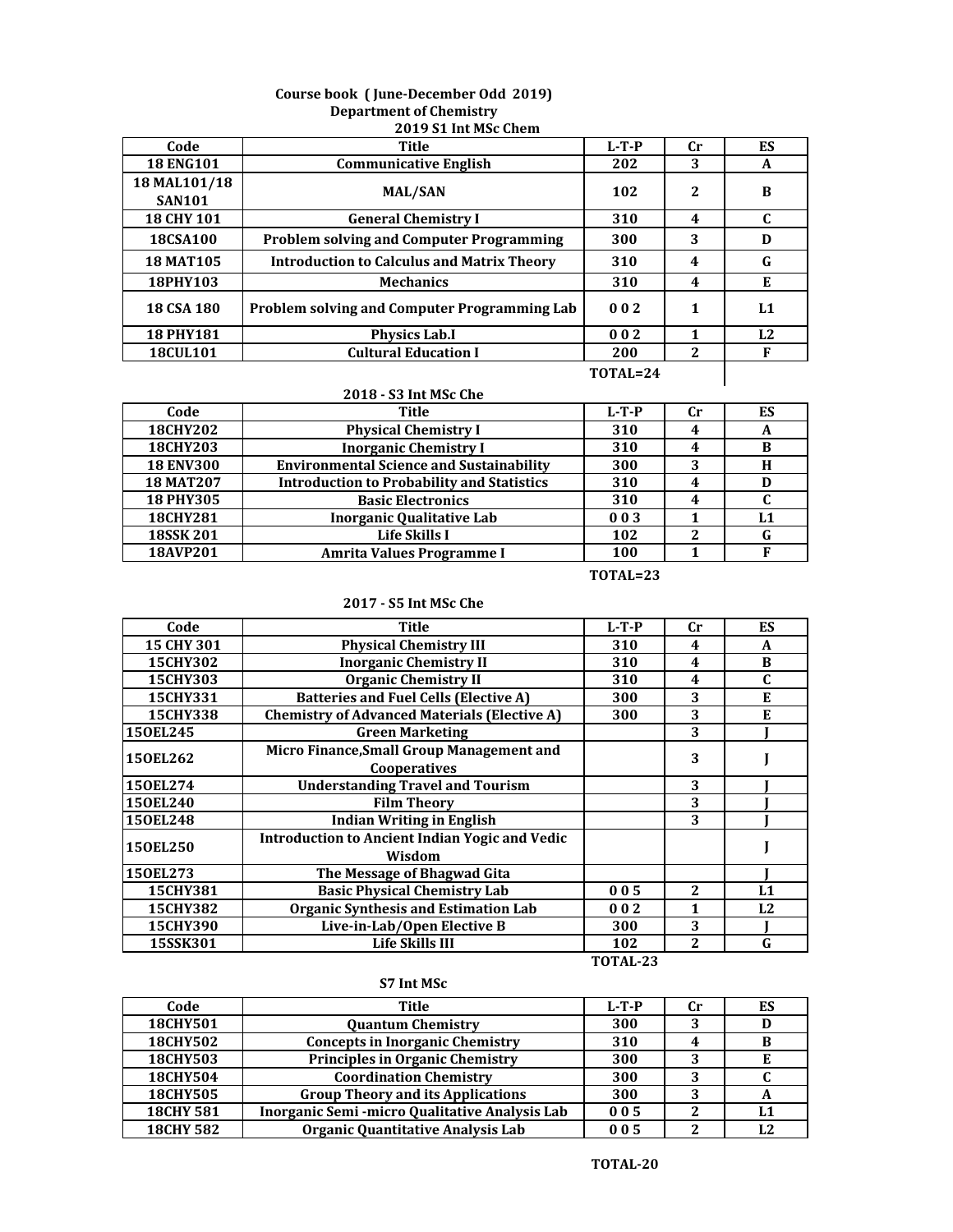**Course book ( June-December Odd 2019)**
**Department of Chemistry**
**2019 S1 Int MSc Chem**

| Code | Title | L-T-P | Cr | ES |
|---|---|---|---|---|
| 18 ENG101 | Communicative English | 202 | 3 | A |
| 18 MAL101/18 SAN101 | MAL/SAN | 102 | 2 | B |
| 18 CHY 101 | General Chemistry I | 310 | 4 | C |
| 18CSA100 | Problem solving and Computer Programming | 300 | 3 | D |
| 18 MAT105 | Introduction to Calculus and Matrix Theory | 310 | 4 | G |
| 18PHY103 | Mechanics | 310 | 4 | E |
| 18 CSA 180 | Problem solving and Computer Programming Lab | 0 0 2 | 1 | L1 |
| 18 PHY181 | Physics Lab.I | 0 0 2 | 1 | L2 |
| 18CUL101 | Cultural Education I | 200 | 2 | F |
| | | TOTAL=24 | | |

**2018 - S3 Int MSc Che**

| Code | Title | L-T-P | Cr | ES |
|---|---|---|---|---|
| 18CHY202 | Physical Chemistry I | 310 | 4 | A |
| 18CHY203 | Inorganic Chemistry I | 310 | 4 | B |
| 18 ENV300 | Environmental Science and Sustainability | 300 | 3 | H |
| 18 MAT207 | Introduction to Probability and Statistics | 310 | 4 | D |
| 18 PHY305 | Basic Electronics | 310 | 4 | C |
| 18CHY281 | Inorganic Qualitative Lab | 0 0 3 | 1 | L1 |
| 18SSK 201 | Life Skills I | 102 | 2 | G |
| 18AVP201 | Amrita Values Programme I | 100 | 1 | F |

TOTAL=23

**2017 - S5 Int MSc Che**

| Code | Title | L-T-P | Cr | ES |
|---|---|---|---|---|
| 15 CHY 301 | Physical Chemistry III | 310 | 4 | A |
| 15CHY302 | Inorganic Chemistry II | 310 | 4 | B |
| 15CHY303 | Organic Chemistry II | 310 | 4 | C |
| 15CHY331 | Batteries and Fuel Cells (Elective A) | 300 | 3 | E |
| 15CHY338 | Chemistry of Advanced Materials (Elective A) | 300 | 3 | E |
| 15OEL245 | Green Marketing | | 3 | J |
| 15OEL262 | Micro Finance,Small Group Management and Cooperatives | | 3 | J |
| 15OEL274 | Understanding Travel and Tourism | | 3 | J |
| 15OEL240 | Film Theory | | 3 | J |
| 15OEL248 | Indian Writing in English | | 3 | J |
| 15OEL250 | Introduction to Ancient Indian Yogic and Vedic Wisdom | | | J |
| 15OEL273 | The Message of Bhagwad Gita | | | J |
| 15CHY381 | Basic Physical Chemistry Lab | 0 0 5 | 2 | L1 |
| 15CHY382 | Organic Synthesis and Estimation Lab | 0 0 2 | 1 | L2 |
| 15CHY390 | Live-in-Lab/Open Elective B | 300 | 3 | J |
| 15SSK301 | Life Skills III | 102 | 2 | G |

TOTAL-23

**S7 Int MSc**

| Code | Title | L-T-P | Cr | ES |
|---|---|---|---|---|
| 18CHY501 | Quantum Chemistry | 300 | 3 | D |
| 18CHY502 | Concepts in Inorganic Chemistry | 310 | 4 | B |
| 18CHY503 | Principles in Organic Chemistry | 300 | 3 | E |
| 18CHY504 | Coordination Chemistry | 300 | 3 | C |
| 18CHY505 | Group Theory and its Applications | 300 | 3 | A |
| 18CHY 581 | Inorganic Semi -micro Qualitative Analysis Lab | 0 0 5 | 2 | L1 |
| 18CHY 582 | Organic Quantitative Analysis Lab | 0 0 5 | 2 | L2 |

TOTAL-20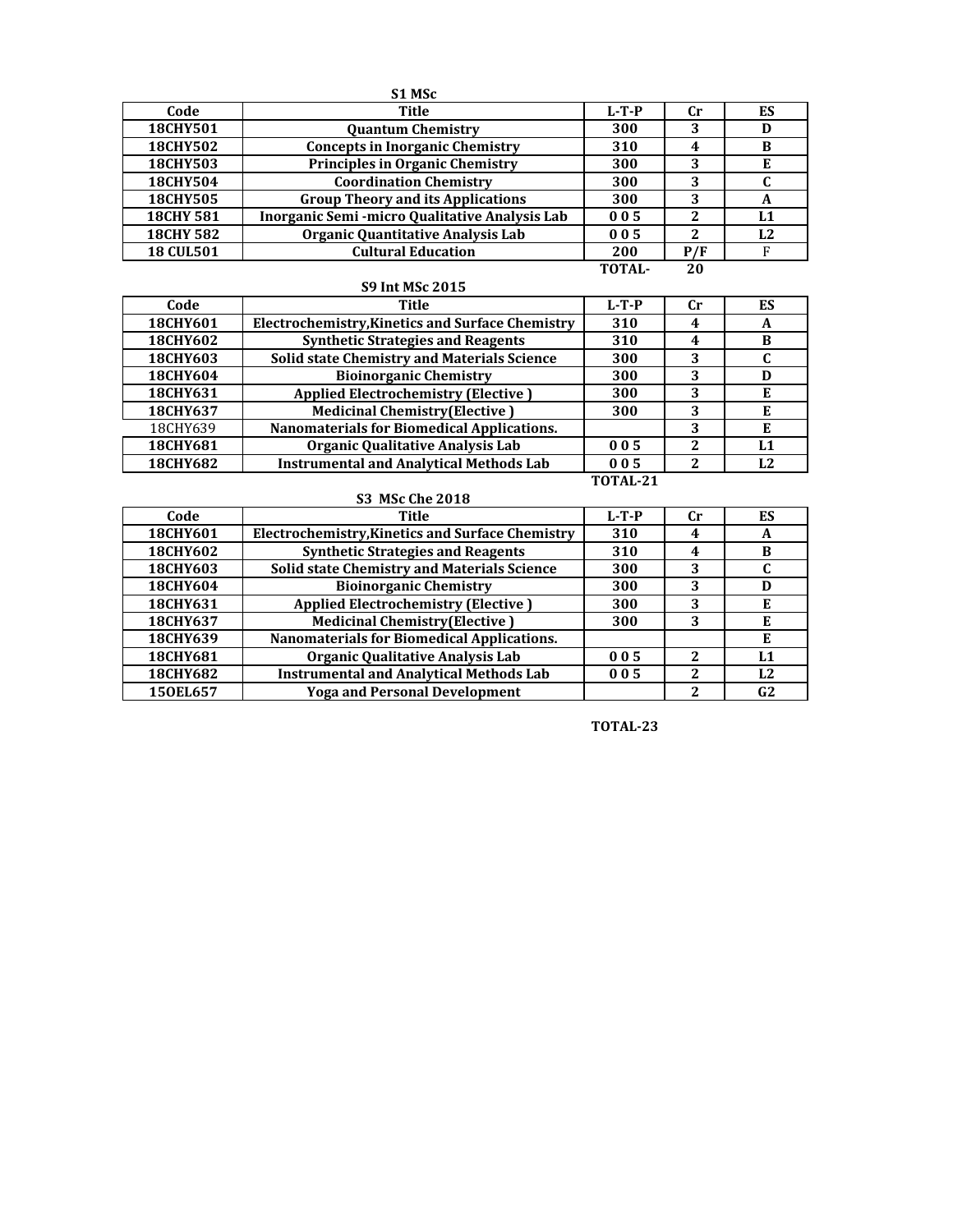### S1 MSc

| Code | Title | L-T-P | Cr | ES |
|---|---|---|---|---|
| 18CHY501 | Quantum Chemistry | 300 | 3 | D |
| 18CHY502 | Concepts in Inorganic Chemistry | 310 | 4 | B |
| 18CHY503 | Principles in Organic Chemistry | 300 | 3 | E |
| 18CHY504 | Coordination Chemistry | 300 | 3 | C |
| 18CHY505 | Group Theory and its Applications | 300 | 3 | A |
| 18CHY 581 | Inorganic Semi -micro Qualitative Analysis Lab | 0 0 5 | 2 | L1 |
| 18CHY 582 | Organic Quantitative Analysis Lab | 0 0 5 | 2 | L2 |
| 18 CUL501 | Cultural Education | 200 | P/F | F |
| | | TOTAL- | 20 | |

### S9 Int MSc 2015

| Code | Title | L-T-P | Cr | ES |
|---|---|---|---|---|
| 18CHY601 | Electrochemistry,Kinetics and Surface Chemistry | 310 | 4 | A |
| 18CHY602 | Synthetic Strategies and Reagents | 310 | 4 | B |
| 18CHY603 | Solid state Chemistry and Materials Science | 300 | 3 | C |
| 18CHY604 | Bioinorganic Chemistry | 300 | 3 | D |
| 18CHY631 | Applied Electrochemistry (Elective ) | 300 | 3 | E |
| 18CHY637 | Medicinal Chemistry(Elective ) | 300 | 3 | E |
| 18CHY639 | Nanomaterials for Biomedical Applications. | | 3 | E |
| 18CHY681 | Organic Qualitative Analysis Lab | 0 0 5 | 2 | L1 |
| 18CHY682 | Instrumental and Analytical Methods Lab | 0 0 5 | 2 | L2 |
| | | TOTAL-21 | | |

### S3 MSc Che 2018

| Code | Title | L-T-P | Cr | ES |
|---|---|---|---|---|
| 18CHY601 | Electrochemistry,Kinetics and Surface Chemistry | 310 | 4 | A |
| 18CHY602 | Synthetic Strategies and Reagents | 310 | 4 | B |
| 18CHY603 | Solid state Chemistry and Materials Science | 300 | 3 | C |
| 18CHY604 | Bioinorganic Chemistry | 300 | 3 | D |
| 18CHY631 | Applied Electrochemistry (Elective ) | 300 | 3 | E |
| 18CHY637 | Medicinal Chemistry(Elective ) | 300 | 3 | E |
| 18CHY639 | Nanomaterials for Biomedical Applications. | | | E |
| 18CHY681 | Organic Qualitative Analysis Lab | 0 0 5 | 2 | L1 |
| 18CHY682 | Instrumental and Analytical Methods Lab | 0 0 5 | 2 | L2 |
| 15OEL657 | Yoga and Personal Development | | 2 | G2 |

TOTAL-23